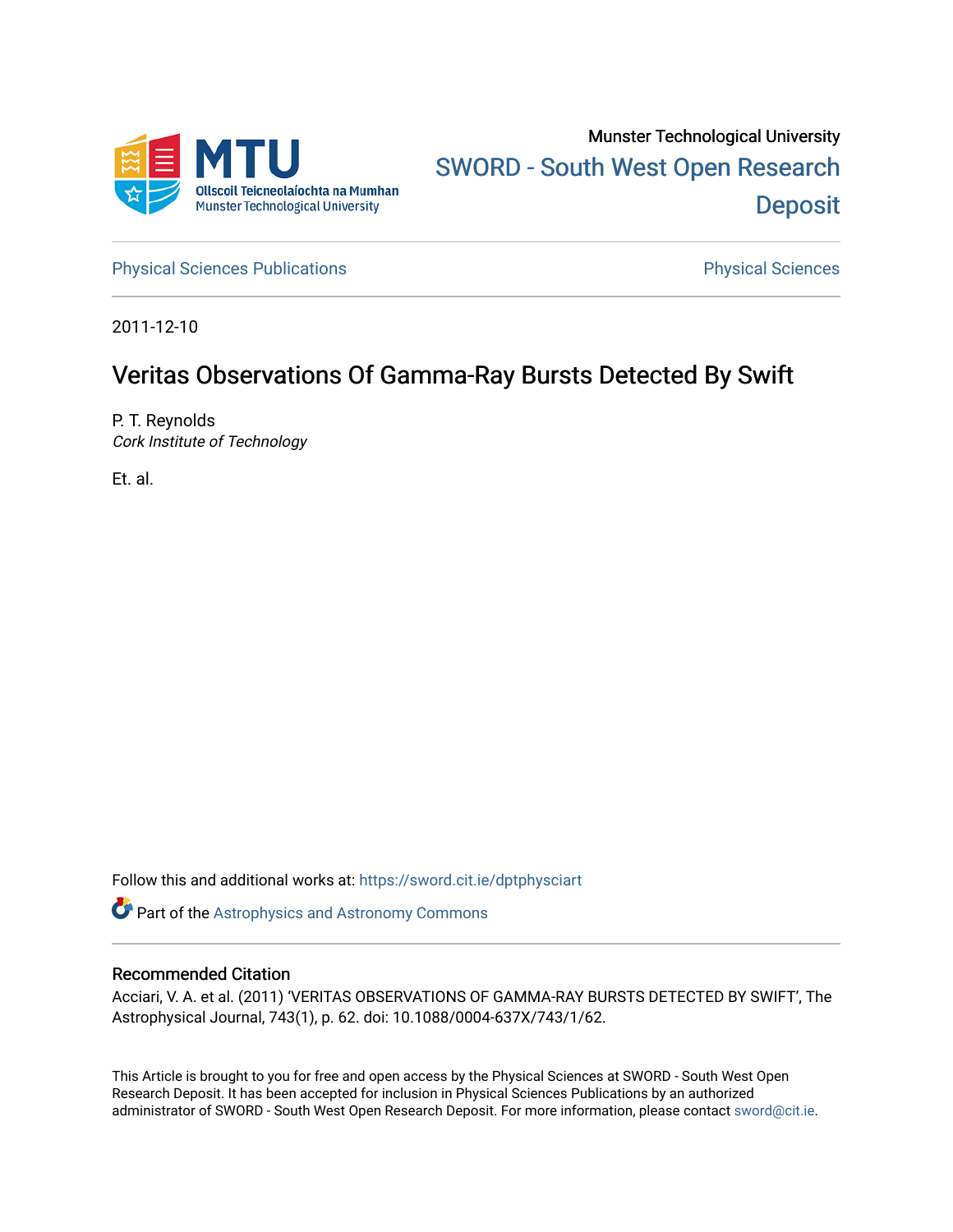Munster Technological University

SWORD - South West Open Research Deposit

Physical Sciences Publications

Physical Sciences

2011-12-10

# Veritas Observations Of Gamma-Ray Bursts Detected By Swift

P. T. Reynolds
*Cork Institute of Technology*

Et. al.

Follow this and additional works at: https://sword.cit.ie/dptphysciart

Part of the Astrophysics and Astronomy Commons

## Recommended Citation

Acciari, V. A. et al. (2011) 'VERITAS OBSERVATIONS OF GAMMA-RAY BURSTS DETECTED BY SWIFT', The Astrophysical Journal, 743(1), p. 62. doi: 10.1088/0004-637X/743/1/62.

This Article is brought to you for free and open access by the Physical Sciences at SWORD - South West Open Research Deposit. It has been accepted for inclusion in Physical Sciences Publications by an authorized administrator of SWORD - South West Open Research Deposit. For more information, please contact sword@cit.ie.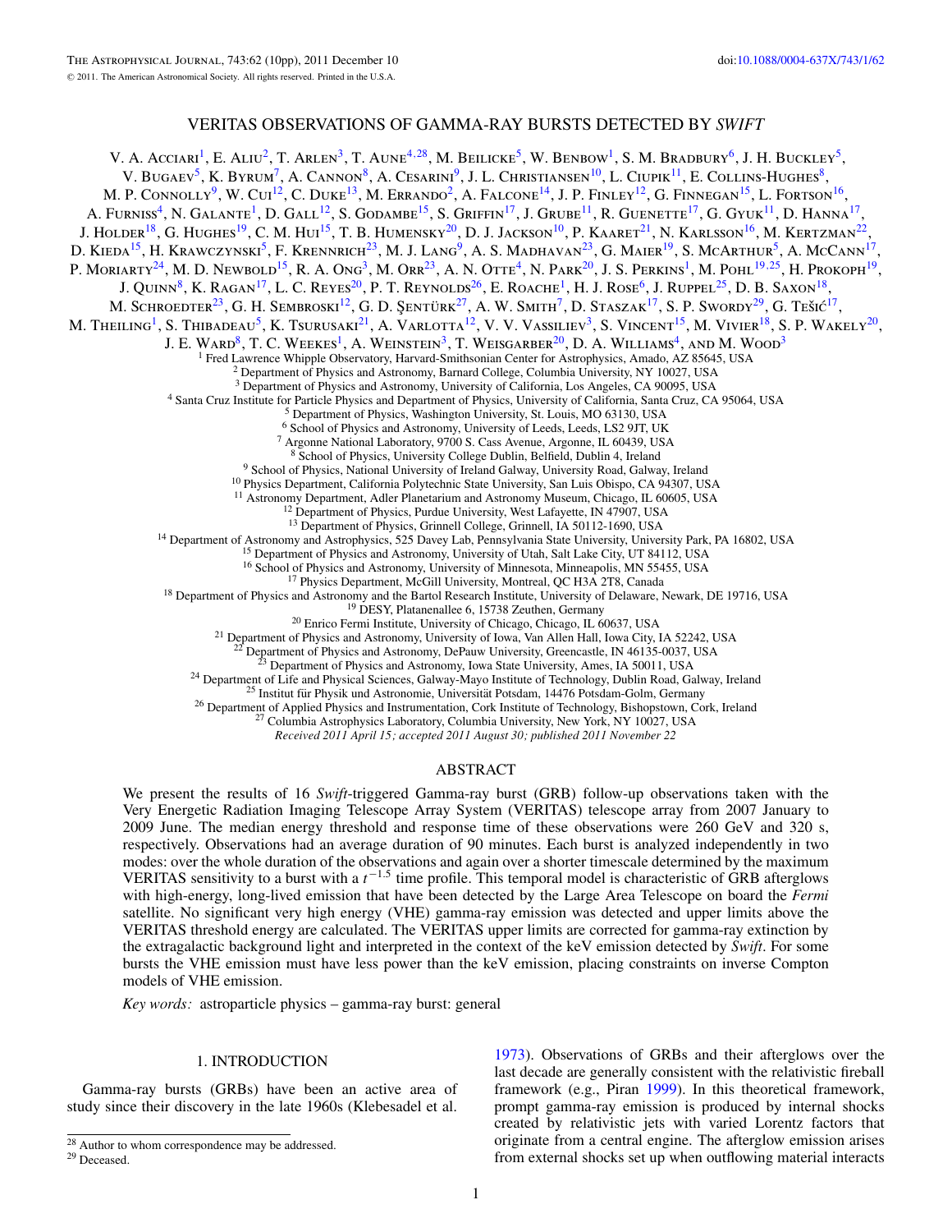# VERITAS OBSERVATIONS OF GAMMA-RAY BURSTS DETECTED BY *SWIFT*

V. A. Acciari[1], E. Aliu[2], T. Arlen[3], T. Aune[4,28], M. Beilicke[5], W. Benbow[1], S. M. Bradbury[6], J. H. Buckley[5], V. Bugaev[5], K. Byrum[7], A. Cannon[8], A. Cesarini[9], J. L. Christiansen[10], L. Ciupik[11], E. Collins-Hughes[8], M. P. Connolly[9], W. Cui[12], C. Duke[13], M. Errando[2], A. Falcone[14], J. P. Finley[12], G. Finnegan[15], L. Fortson[16], A. Furniss[4], N. Galante[1], D. Gall[12], S. Godambe[15], S. Griffin[17], J. Grube[11], R. Guenette[17], G. Gyuk[11], D. Hanna[17], J. Holder[18], G. Hughes[19], C. M. Hui[15], T. B. Humensky[20], D. J. Jackson[10], P. Kaaret[21], N. Karlsson[16], M. Kertzman[22], D. Kieda[15], H. Krawczynski[5], F. Krennrich[23], M. J. Lang[9], A. S. Madhavan[23], G. Maier[19], S. McArthur[5], A. McCann[17], P. Moriarty[24], M. D. Newbold[15], R. A. Ong[3], M. Orr[23], A. N. Otte[4], N. Park[20], J. S. Perkins[1], M. Pohl[19,25], H. Prokoph[19], J. Quinn[8], K. Ragan[17], L. C. Reyes[20], P. T. Reynolds[26], E. Roache[1], H. J. Rose[6], J. Ruppel[25], D. B. Saxon[18], M. Schroedter[23], G. H. Sembroski[12], G. D. Şentürk[27], A. W. Smith[7], D. Staszak[17], S. P. Swordy[29], G. Tešić[17], M. Theiling[1], S. Thibadeau[5], K. Tsurusaki[21], A. Varlotta[12], V. V. Vassiliev[3], S. Vincent[15], M. Vivier[18], S. P. Wakely[20], J. E. Ward[8], T. C. Weekes[1], A. Weinstein[3], T. Weisgarber[20], D. A. Williams[4], and M. Wood[3]

[1] Fred Lawrence Whipple Observatory, Harvard-Smithsonian Center for Astrophysics, Amado, AZ 85645, USA
[2] Department of Physics and Astronomy, Barnard College, Columbia University, NY 10027, USA
[3] Department of Physics and Astronomy, University of California, Los Angeles, CA 90095, USA
[4] Santa Cruz Institute for Particle Physics and Department of Physics, University of California, Santa Cruz, CA 95064, USA
[5] Department of Physics, Washington University, St. Louis, MO 63130, USA
[6] School of Physics and Astronomy, University of Leeds, Leeds, LS2 9JT, UK
[7] Argonne National Laboratory, 9700 S. Cass Avenue, Argonne, IL 60439, USA
[8] School of Physics, University College Dublin, Belfield, Dublin 4, Ireland
[9] School of Physics, National University of Ireland Galway, University Road, Galway, Ireland
[10] Physics Department, California Polytechnic State University, San Luis Obispo, CA 94307, USA
[11] Astronomy Department, Adler Planetarium and Astronomy Museum, Chicago, IL 60605, USA
[12] Department of Physics, Purdue University, West Lafayette, IN 47907, USA
[13] Department of Physics, Grinnell College, Grinnell, IA 50112-1690, USA
[14] Department of Astronomy and Astrophysics, 525 Davey Lab, Pennsylvania State University, University Park, PA 16802, USA
[15] Department of Physics and Astronomy, University of Utah, Salt Lake City, UT 84112, USA
[16] School of Physics and Astronomy, University of Minnesota, Minneapolis, MN 55455, USA
[17] Physics Department, McGill University, Montreal, QC H3A 2T8, Canada
[18] Department of Physics and Astronomy and the Bartol Research Institute, University of Delaware, Newark, DE 19716, USA
[19] DESY, Platanenallee 6, 15738 Zeuthen, Germany
[20] Enrico Fermi Institute, University of Chicago, Chicago, IL 60637, USA
[21] Department of Physics and Astronomy, University of Iowa, Van Allen Hall, Iowa City, IA 52242, USA
[22] Department of Physics and Astronomy, DePauw University, Greencastle, IN 46135-0037, USA
[23] Department of Physics and Astronomy, Iowa State University, Ames, IA 50011, USA
[24] Department of Life and Physical Sciences, Galway-Mayo Institute of Technology, Dublin Road, Galway, Ireland
[25] Institut für Physik und Astronomie, Universität Potsdam, 14476 Potsdam-Golm, Germany
[26] Department of Applied Physics and Instrumentation, Cork Institute of Technology, Bishopstown, Cork, Ireland
[27] Columbia Astrophysics Laboratory, Columbia University, New York, NY 10027, USA

*Received 2011 April 15; accepted 2011 August 30; published 2011 November 22*

## ABSTRACT

We present the results of 16 *Swift*-triggered Gamma-ray burst (GRB) follow-up observations taken with the Very Energetic Radiation Imaging Telescope Array System (VERITAS) telescope array from 2007 January to 2009 June. The median energy threshold and response time of these observations were 260 GeV and 320 s, respectively. Observations had an average duration of 90 minutes. Each burst is analyzed independently in two modes: over the whole duration of the observations and again over a shorter timescale determined by the maximum VERITAS sensitivity to a burst with a $t^{-1.5}$ time profile. This temporal model is characteristic of GRB afterglows with high-energy, long-lived emission that have been detected by the Large Area Telescope on board the *Fermi* satellite. No significant very high energy (VHE) gamma-ray emission was detected and upper limits above the VERITAS threshold energy are calculated. The VERITAS upper limits are corrected for gamma-ray extinction by the extragalactic background light and interpreted in the context of the keV emission detected by *Swift*. For some bursts the VHE emission must have less power than the keV emission, placing constraints on inverse Compton models of VHE emission.

*Key words:* astroparticle physics – gamma-ray burst: general

## 1. INTRODUCTION

Gamma-ray bursts (GRBs) have been an active area of study since their discovery in the late 1960s (Klebesadel et al. 1973). Observations of GRBs and their afterglows over the last decade are generally consistent with the relativistic fireball framework (e.g., Piran 1999). In this theoretical framework, prompt gamma-ray emission is produced by internal shocks created by relativistic jets with varied Lorentz factors that originate from a central engine. The afterglow emission arises from external shocks set up when outflowing material interacts

[28] Author to whom correspondence may be addressed.
[29] Deceased.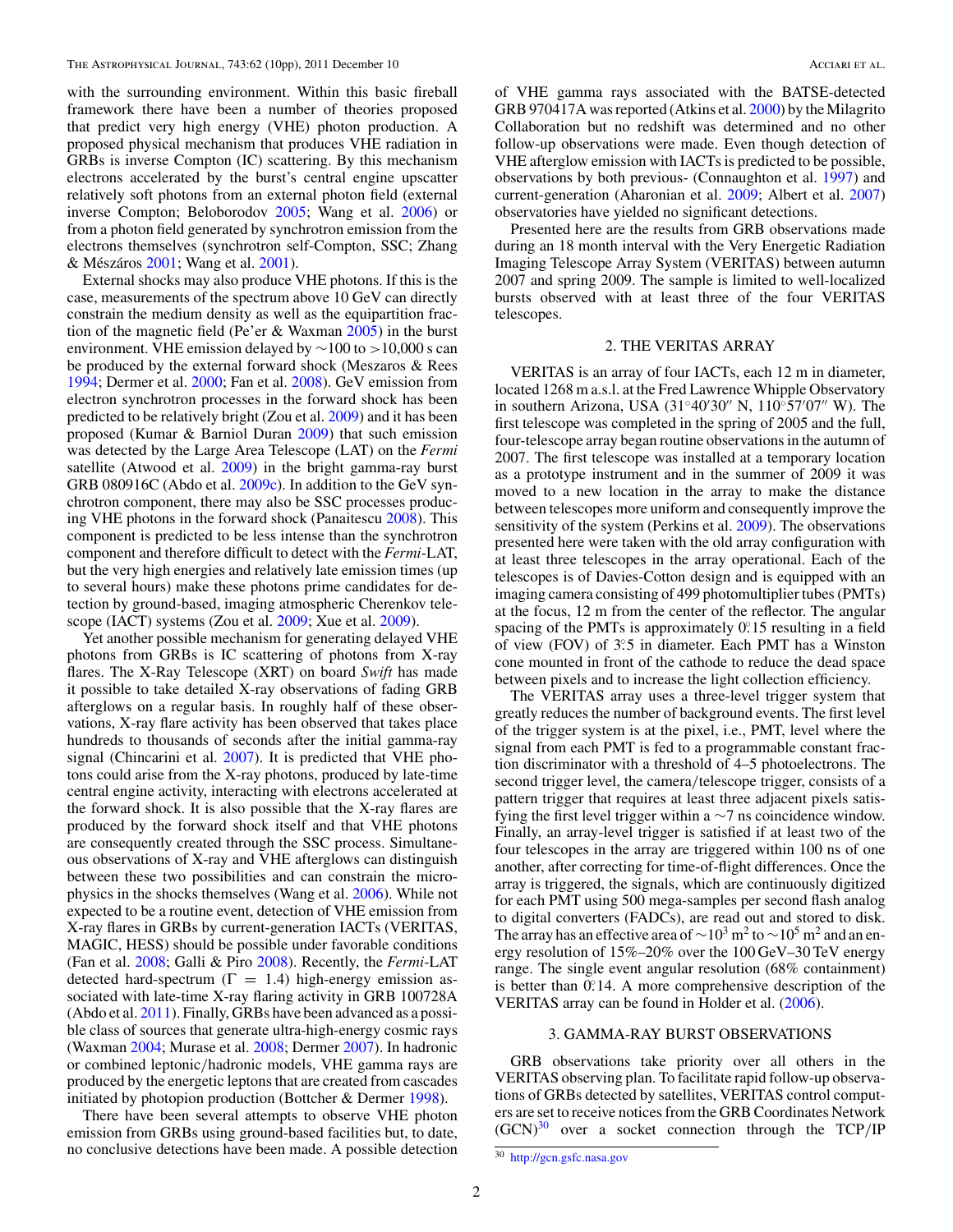with the surrounding environment. Within this basic fireball framework there have been a number of theories proposed that predict very high energy (VHE) photon production. A proposed physical mechanism that produces VHE radiation in GRBs is inverse Compton (IC) scattering. By this mechanism electrons accelerated by the burst's central engine upscatter relatively soft photons from an external photon field (external inverse Compton; Beloborodov 2005; Wang et al. 2006) or from a photon field generated by synchrotron emission from the electrons themselves (synchrotron self-Compton, SSC; Zhang & Mészáros 2001; Wang et al. 2001).

External shocks may also produce VHE photons. If this is the case, measurements of the spectrum above 10 GeV can directly constrain the medium density as well as the equipartition fraction of the magnetic field (Pe'er & Waxman 2005) in the burst environment. VHE emission delayed by ∼100 to >10,000 s can be produced by the external forward shock (Meszaros & Rees 1994; Dermer et al. 2000; Fan et al. 2008). GeV emission from electron synchrotron processes in the forward shock has been predicted to be relatively bright (Zou et al. 2009) and it has been proposed (Kumar & Barniol Duran 2009) that such emission was detected by the Large Area Telescope (LAT) on the *Fermi* satellite (Atwood et al. 2009) in the bright gamma-ray burst GRB 080916C (Abdo et al. 2009c). In addition to the GeV synchrotron component, there may also be SSC processes producing VHE photons in the forward shock (Panaitescu 2008). This component is predicted to be less intense than the synchrotron component and therefore difficult to detect with the *Fermi*-LAT, but the very high energies and relatively late emission times (up to several hours) make these photons prime candidates for detection by ground-based, imaging atmospheric Cherenkov telescope (IACT) systems (Zou et al. 2009; Xue et al. 2009).

Yet another possible mechanism for generating delayed VHE photons from GRBs is IC scattering of photons from X-ray flares. The X-Ray Telescope (XRT) on board *Swift* has made it possible to take detailed X-ray observations of fading GRB afterglows on a regular basis. In roughly half of these observations, X-ray flare activity has been observed that takes place hundreds to thousands of seconds after the initial gamma-ray signal (Chincarini et al. 2007). It is predicted that VHE photons could arise from the X-ray photons, produced by late-time central engine activity, interacting with electrons accelerated at the forward shock. It is also possible that the X-ray flares are produced by the forward shock itself and that VHE photons are consequently created through the SSC process. Simultaneous observations of X-ray and VHE afterglows can distinguish between these two possibilities and can constrain the microphysics in the shocks themselves (Wang et al. 2006). While not expected to be a routine event, detection of VHE emission from X-ray flares in GRBs by current-generation IACTs (VERITAS, MAGIC, HESS) should be possible under favorable conditions (Fan et al. 2008; Galli & Piro 2008). Recently, the *Fermi*-LAT detected hard-spectrum ($\Gamma = 1.4$) high-energy emission associated with late-time X-ray flaring activity in GRB 100728A (Abdo et al. 2011). Finally, GRBs have been advanced as a possible class of sources that generate ultra-high-energy cosmic rays (Waxman 2004; Murase et al. 2008; Dermer 2007). In hadronic or combined leptonic/hadronic models, VHE gamma rays are produced by the energetic leptons that are created from cascades initiated by photopion production (Bottcher & Dermer 1998).

There have been several attempts to observe VHE photon emission from GRBs using ground-based facilities but, to date, no conclusive detections have been made. A possible detection of VHE gamma rays associated with the BATSE-detected GRB 970417A was reported (Atkins et al. 2000) by the Milagrito Collaboration but no redshift was determined and no other follow-up observations were made. Even though detection of VHE afterglow emission with IACTs is predicted to be possible, observations by both previous- (Connaughton et al. 1997) and current-generation (Aharonian et al. 2009; Albert et al. 2007) observatories have yielded no significant detections.

Presented here are the results from GRB observations made during an 18 month interval with the Very Energetic Radiation Imaging Telescope Array System (VERITAS) between autumn 2007 and spring 2009. The sample is limited to well-localized bursts observed with at least three of the four VERITAS telescopes.

## 2. THE VERITAS ARRAY

VERITAS is an array of four IACTs, each 12 m in diameter, located 1268 m a.s.l. at the Fred Lawrence Whipple Observatory in southern Arizona, USA (31°40′30″ N, 110°57′07″ W). The first telescope was completed in the spring of 2005 and the full, four-telescope array began routine observations in the autumn of 2007. The first telescope was installed at a temporary location as a prototype instrument and in the summer of 2009 it was moved to a new location in the array to make the distance between telescopes more uniform and consequently improve the sensitivity of the system (Perkins et al. 2009). The observations presented here were taken with the old array configuration with at least three telescopes in the array operational. Each of the telescopes is of Davies-Cotton design and is equipped with an imaging camera consisting of 499 photomultiplier tubes (PMTs) at the focus, 12 m from the center of the reflector. The angular spacing of the PMTs is approximately 0°.15 resulting in a field of view (FOV) of 3°.5 in diameter. Each PMT has a Winston cone mounted in front of the cathode to reduce the dead space between pixels and to increase the light collection efficiency.

The VERITAS array uses a three-level trigger system that greatly reduces the number of background events. The first level of the trigger system is at the pixel, i.e., PMT, level where the signal from each PMT is fed to a programmable constant fraction discriminator with a threshold of 4–5 photoelectrons. The second trigger level, the camera/telescope trigger, consists of a pattern trigger that requires at least three adjacent pixels satisfying the first level trigger within a ∼7 ns coincidence window. Finally, an array-level trigger is satisfied if at least two of the four telescopes in the array are triggered within 100 ns of one another, after correcting for time-of-flight differences. Once the array is triggered, the signals, which are continuously digitized for each PMT using 500 mega-samples per second flash analog to digital converters (FADCs), are read out and stored to disk. The array has an effective area of $\sim 10^3$ m$^2$ to $\sim 10^5$ m$^2$ and an energy resolution of 15%–20% over the 100 GeV–30 TeV energy range. The single event angular resolution (68% containment) is better than 0°.14. A more comprehensive description of the VERITAS array can be found in Holder et al. (2006).

## 3. GAMMA-RAY BURST OBSERVATIONS

GRB observations take priority over all others in the VERITAS observing plan. To facilitate rapid follow-up observations of GRBs detected by satellites, VERITAS control computers are set to receive notices from the GRB Coordinates Network (GCN)[30] over a socket connection through the TCP/IP

[30] http://gcn.gsfc.nasa.gov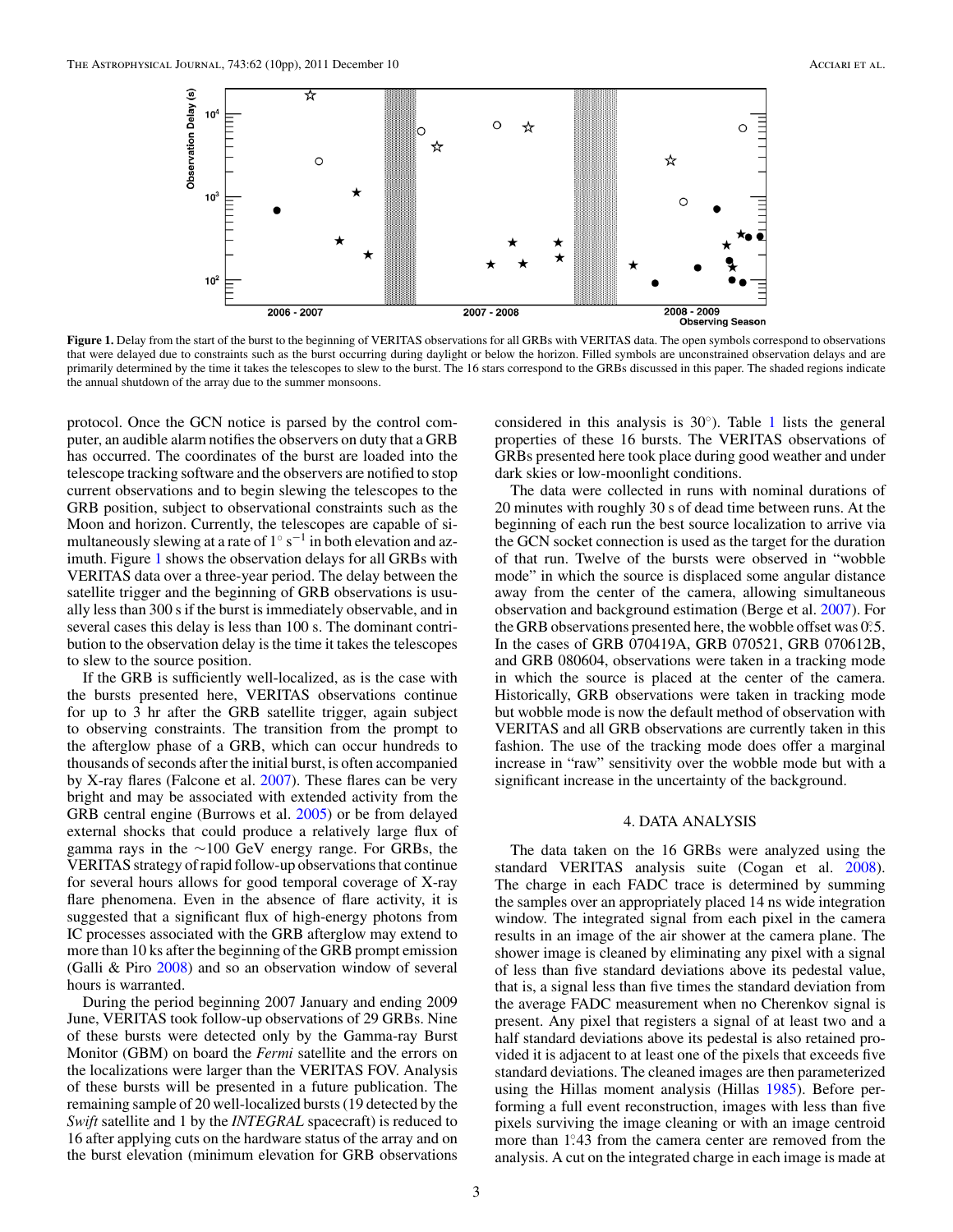**Figure 1.** Delay from the start of the burst to the beginning of VERITAS observations for all GRBs with VERITAS data. The open symbols correspond to observations that were delayed due to constraints such as the burst occurring during daylight or below the horizon. Filled symbols are unconstrained observation delays and are primarily determined by the time it takes the telescopes to slew to the burst. The 16 stars correspond to the GRBs discussed in this paper. The shaded regions indicate the annual shutdown of the array due to the summer monsoons.

protocol. Once the GCN notice is parsed by the control computer, an audible alarm notifies the observers on duty that a GRB has occurred. The coordinates of the burst are loaded into the telescope tracking software and the observers are notified to stop current observations and to begin slewing the telescopes to the GRB position, subject to observational constraints such as the Moon and horizon. Currently, the telescopes are capable of simultaneously slewing at a rate of $1^{\circ}\ \mathrm{s}^{-1}$ in both elevation and azimuth. Figure 1 shows the observation delays for all GRBs with VERITAS data over a three-year period. The delay between the satellite trigger and the beginning of GRB observations is usually less than 300 s if the burst is immediately observable, and in several cases this delay is less than 100 s. The dominant contribution to the observation delay is the time it takes the telescopes to slew to the source position.

If the GRB is sufficiently well-localized, as is the case with the bursts presented here, VERITAS observations continue for up to 3 hr after the GRB satellite trigger, again subject to observing constraints. The transition from the prompt to the afterglow phase of a GRB, which can occur hundreds to thousands of seconds after the initial burst, is often accompanied by X-ray flares (Falcone et al. 2007). These flares can be very bright and may be associated with extended activity from the GRB central engine (Burrows et al. 2005) or be from delayed external shocks that could produce a relatively large flux of gamma rays in the ∼100 GeV energy range. For GRBs, the VERITAS strategy of rapid follow-up observations that continue for several hours allows for good temporal coverage of X-ray flare phenomena. Even in the absence of flare activity, it is suggested that a significant flux of high-energy photons from IC processes associated with the GRB afterglow may extend to more than 10 ks after the beginning of the GRB prompt emission (Galli & Piro 2008) and so an observation window of several hours is warranted.

During the period beginning 2007 January and ending 2009 June, VERITAS took follow-up observations of 29 GRBs. Nine of these bursts were detected only by the Gamma-ray Burst Monitor (GBM) on board the *Fermi* satellite and the errors on the localizations were larger than the VERITAS FOV. Analysis of these bursts will be presented in a future publication. The remaining sample of 20 well-localized bursts (19 detected by the *Swift* satellite and 1 by the *INTEGRAL* spacecraft) is reduced to 16 after applying cuts on the hardware status of the array and on the burst elevation (minimum elevation for GRB observations considered in this analysis is 30°). Table 1 lists the general properties of these 16 bursts. The VERITAS observations of GRBs presented here took place during good weather and under dark skies or low-moonlight conditions.

The data were collected in runs with nominal durations of 20 minutes with roughly 30 s of dead time between runs. At the beginning of each run the best source localization to arrive via the GCN socket connection is used as the target for the duration of that run. Twelve of the bursts were observed in "wobble mode" in which the source is displaced some angular distance away from the center of the camera, allowing simultaneous observation and background estimation (Berge et al. 2007). For the GRB observations presented here, the wobble offset was 0°.5. In the cases of GRB 070419A, GRB 070521, GRB 070612B, and GRB 080604, observations were taken in a tracking mode in which the source is placed at the center of the camera. Historically, GRB observations were taken in tracking mode but wobble mode is now the default method of observation with VERITAS and all GRB observations are currently taken in this fashion. The use of the tracking mode does offer a marginal increase in "raw" sensitivity over the wobble mode but with a significant increase in the uncertainty of the background.

## 4. DATA ANALYSIS

The data taken on the 16 GRBs were analyzed using the standard VERITAS analysis suite (Cogan et al. 2008). The charge in each FADC trace is determined by summing the samples over an appropriately placed 14 ns wide integration window. The integrated signal from each pixel in the camera results in an image of the air shower at the camera plane. The shower image is cleaned by eliminating any pixel with a signal of less than five standard deviations above its pedestal value, that is, a signal less than five times the standard deviation from the average FADC measurement when no Cherenkov signal is present. Any pixel that registers a signal of at least two and a half standard deviations above its pedestal is also retained provided it is adjacent to at least one of the pixels that exceeds five standard deviations. The cleaned images are then parameterized using the Hillas moment analysis (Hillas 1985). Before performing a full event reconstruction, images with less than five pixels surviving the image cleaning or with an image centroid more than 1°.43 from the camera center are removed from the analysis. A cut on the integrated charge in each image is made at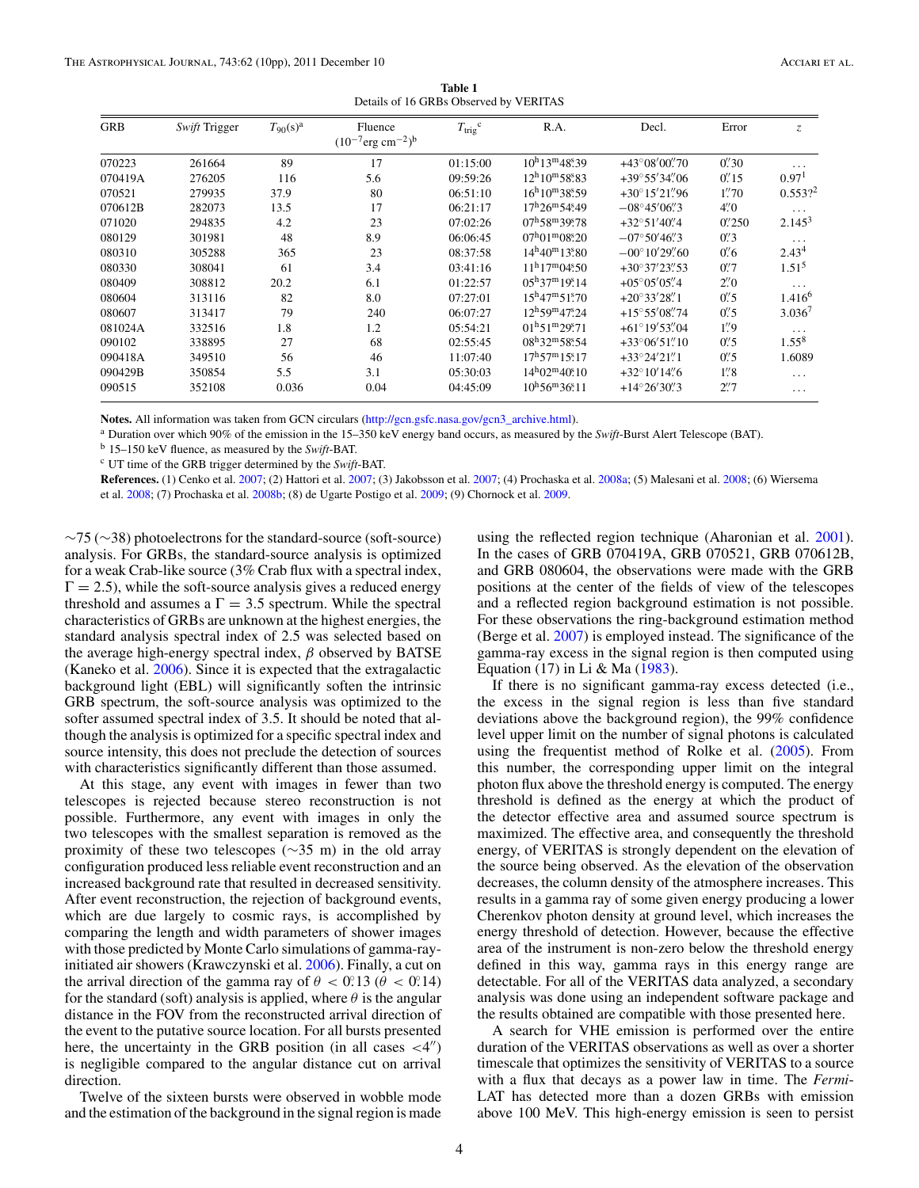**Table 1**
Details of 16 GRBs Observed by VERITAS

| GRB | *Swift* Trigger | $T_{90}$(s)[a] | Fluence ($10^{-7}$erg cm$^{-2}$)[b] | $T_{\rm trig}$[c] | R.A. | Decl. | Error | $z$ |
|---|---|---|---|---|---|---|---|---|
| 070223 | 261664 | 89 | 17 | 01:15:00 | 10h13m48.s39 | +43°08′00.″70 | 0.″30 | ... |
| 070419A | 276205 | 116 | 5.6 | 09:59:26 | 12h10m58.s83 | +39°55′34.″06 | 0.″15 | 0.97[1] |
| 070521 | 279935 | 37.9 | 80 | 06:51:10 | 16h10m38.s59 | +30°15′21.″96 | 1.″70 | 0.553?[2] |
| 070612B | 282073 | 13.5 | 17 | 06:21:17 | 17h26m54.s49 | −08°45′06.″3 | 4.″0 | ... |
| 071020 | 294835 | 4.2 | 23 | 07:02:26 | 07h58m39.s78 | +32°51′40.″4 | 0.″250 | 2.145[3] |
| 080129 | 301981 | 48 | 8.9 | 06:06:45 | 07h01m08.s20 | −07°50′46.″3 | 0.″3 | ... |
| 080310 | 305288 | 365 | 23 | 08:37:58 | 14h40m13.s80 | −00°10′29.″60 | 0.″6 | 2.43[4] |
| 080330 | 308041 | 61 | 3.4 | 03:41:16 | 11h17m04.s50 | +30°37′23.″53 | 0.″7 | 1.51[5] |
| 080409 | 308812 | 20.2 | 6.1 | 01:22:57 | 05h37m19.s14 | +05°05′05.″4 | 2.″0 | ... |
| 080604 | 313116 | 82 | 8.0 | 07:27:01 | 15h47m51.s70 | +20°33′28.″1 | 0.″5 | 1.416[6] |
| 080607 | 313417 | 79 | 240 | 06:07:27 | 12h59m47.s24 | +15°55′08.″74 | 0.″5 | 3.036[7] |
| 081024A | 332516 | 1.8 | 1.2 | 05:54:21 | 01h51m29.s71 | +61°19′53.″04 | 1.″9 | ... |
| 090102 | 338895 | 27 | 68 | 02:55:45 | 08h32m58.s54 | +33°06′51.″10 | 0.″5 | 1.55[8] |
| 090418A | 349510 | 56 | 46 | 11:07:40 | 17h57m15.s17 | +33°24′21.″1 | 0.″5 | 1.608[9] |
| 090429B | 350854 | 5.5 | 3.1 | 05:30:03 | 14h02m40.s10 | +32°10′14.″6 | 1.″8 | ... |
| 090515 | 352108 | 0.036 | 0.04 | 04:45:09 | 10h56m36.s11 | +14°26′30.″3 | 2.″7 | ... |

**Notes.** All information was taken from GCN circulars (http://gcn.gsfc.nasa.gov/gcn3_archive.html).
[a] Duration over which 90% of the emission in the 15–350 keV energy band occurs, as measured by the *Swift*-Burst Alert Telescope (BAT).
[b] 15–150 keV fluence, as measured by the *Swift*-BAT.
[c] UT time of the GRB trigger determined by the *Swift*-BAT.
**References.** (1) Cenko et al. 2007; (2) Hattori et al. 2007; (3) Jakobsson et al. 2007; (4) Prochaska et al. 2008a; (5) Malesani et al. 2008; (6) Wiersema et al. 2008; (7) Prochaska et al. 2008b; (8) de Ugarte Postigo et al. 2009; (9) Chornock et al. 2009.

∼75 (∼38) photoelectrons for the standard-source (soft-source) analysis. For GRBs, the standard-source analysis is optimized for a weak Crab-like source (3% Crab flux with a spectral index, $\Gamma = 2.5$), while the soft-source analysis gives a reduced energy threshold and assumes a $\Gamma = 3.5$ spectrum. While the spectral characteristics of GRBs are unknown at the highest energies, the standard analysis spectral index of 2.5 was selected based on the average high-energy spectral index, $\beta$ observed by BATSE (Kaneko et al. 2006). Since it is expected that the extragalactic background light (EBL) will significantly soften the intrinsic GRB spectrum, the soft-source analysis was optimized to the softer assumed spectral index of 3.5. It should be noted that although the analysis is optimized for a specific spectral index and source intensity, this does not preclude the detection of sources with characteristics significantly different than those assumed.

At this stage, any event with images in fewer than two telescopes is rejected because stereo reconstruction is not possible. Furthermore, any event with images in only the two telescopes with the smallest separation is removed as the proximity of these two telescopes (∼35 m) in the old array configuration produced less reliable event reconstruction and an increased background rate that resulted in decreased sensitivity. After event reconstruction, the rejection of background events, which are due largely to cosmic rays, is accomplished by comparing the length and width parameters of shower images with those predicted by Monte Carlo simulations of gamma-ray-initiated air showers (Krawczynski et al. 2006). Finally, a cut on the arrival direction of the gamma ray of $\theta < 0.^\circ13$ ($\theta < 0.^\circ14$) for the standard (soft) analysis is applied, where $\theta$ is the angular distance in the FOV from the reconstructed arrival direction of the event to the putative source location. For all bursts presented here, the uncertainty in the GRB position (in all cases $<4''$) is negligible compared to the angular distance cut on arrival direction.

Twelve of the sixteen bursts were observed in wobble mode and the estimation of the background in the signal region is made using the reflected region technique (Aharonian et al. 2001). In the cases of GRB 070419A, GRB 070521, GRB 070612B, and GRB 080604, the observations were made with the GRB positions at the center of the fields of view of the telescopes and a reflected region background estimation is not possible. For these observations the ring-background estimation method (Berge et al. 2007) is employed instead. The significance of the gamma-ray excess in the signal region is then computed using Equation (17) in Li & Ma (1983).

If there is no significant gamma-ray excess detected (i.e., the excess in the signal region is less than five standard deviations above the background region), the 99% confidence level upper limit on the number of signal photons is calculated using the frequentist method of Rolke et al. (2005). From this number, the corresponding upper limit on the integral photon flux above the threshold energy is computed. The energy threshold is defined as the energy at which the product of the detector effective area and assumed source spectrum is maximized. The effective area, and consequently the threshold energy, of VERITAS is strongly dependent on the elevation of the source being observed. As the elevation of the observation decreases, the column density of the atmosphere increases. This results in a gamma ray of some given energy producing a lower Cherenkov photon density at ground level, which increases the energy threshold of detection. However, because the effective area of the instrument is non-zero below the threshold energy defined in this way, gamma rays in this energy range are detectable. For all of the VERITAS data analyzed, a secondary analysis was done using an independent software package and the results obtained are compatible with those presented here.

A search for VHE emission is performed over the entire duration of the VERITAS observations as well as over a shorter timescale that optimizes the sensitivity of VERITAS to a source with a flux that decays as a power law in time. The *Fermi*-LAT has detected more than a dozen GRBs with emission above 100 MeV. This high-energy emission is seen to persist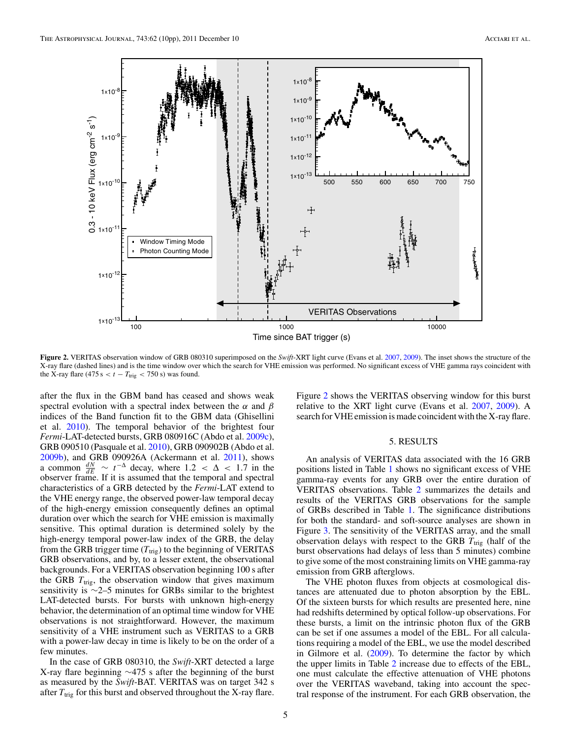**Figure 2.** VERITAS observation window of GRB 080310 superimposed on the *Swift*-XRT light curve (Evans et al. 2007, 2009). The inset shows the structure of the X-ray flare (dashed lines) and is the time window over which the search for VHE emission was performed. No significant excess of VHE gamma rays coincident with the X-ray flare ($475\,\mathrm{s} < t - T_{\mathrm{trig}} < 750\,\mathrm{s}$) was found.

after the flux in the GBM band has ceased and shows weak spectral evolution with a spectral index between the $\alpha$ and $\beta$ indices of the Band function fit to the GBM data (Ghisellini et al. 2010). The temporal behavior of the brightest four *Fermi*-LAT-detected bursts, GRB 080916C (Abdo et al. 2009c), GRB 090510 (Pasquale et al. 2010), GRB 090902B (Abdo et al. 2009b), and GRB 090926A (Ackermann et al. 2011), shows a common $\frac{dN}{dE} \sim t^{-\Delta}$ decay, where $1.2 < \Delta < 1.7$ in the observer frame. If it is assumed that the temporal and spectral characteristics of a GRB detected by the *Fermi*-LAT extend to the VHE energy range, the observed power-law temporal decay of the high-energy emission consequently defines an optimal duration over which the search for VHE emission is maximally sensitive. This optimal duration is determined solely by the high-energy temporal power-law index of the GRB, the delay from the GRB trigger time ($T_{\mathrm{trig}}$) to the beginning of VERITAS GRB observations, and by, to a lesser extent, the observational backgrounds. For a VERITAS observation beginning 100 s after the GRB $T_{\mathrm{trig}}$, the observation window that gives maximum sensitivity is $\sim$2–5 minutes for GRBs similar to the brightest LAT-detected bursts. For bursts with unknown high-energy behavior, the determination of an optimal time window for VHE observations is not straightforward. However, the maximum sensitivity of a VHE instrument such as VERITAS to a GRB with a power-law decay in time is likely to be on the order of a few minutes.

In the case of GRB 080310, the *Swift*-XRT detected a large X-ray flare beginning $\sim$475 s after the beginning of the burst as measured by the *Swift*-BAT. VERITAS was on target 342 s after $T_{\mathrm{trig}}$ for this burst and observed throughout the X-ray flare. Figure 2 shows the VERITAS observing window for this burst relative to the XRT light curve (Evans et al. 2007, 2009). A search for VHE emission is made coincident with the X-ray flare.

## 5. RESULTS

An analysis of VERITAS data associated with the 16 GRB positions listed in Table 1 shows no significant excess of VHE gamma-ray events for any GRB over the entire duration of VERITAS observations. Table 2 summarizes the details and results of the VERITAS GRB observations for the sample of GRBs described in Table 1. The significance distributions for both the standard- and soft-source analyses are shown in Figure 3. The sensitivity of the VERITAS array, and the small observation delays with respect to the GRB $T_{\mathrm{trig}}$ (half of the burst observations had delays of less than 5 minutes) combine to give some of the most constraining limits on VHE gamma-ray emission from GRB afterglows.

The VHE photon fluxes from objects at cosmological distances are attenuated due to photon absorption by the EBL. Of the sixteen bursts for which results are presented here, nine had redshifts determined by optical follow-up observations. For these bursts, a limit on the intrinsic photon flux of the GRB can be set if one assumes a model of the EBL. For all calculations requiring a model of the EBL, we use the model described in Gilmore et al. (2009). To determine the factor by which the upper limits in Table 2 increase due to effects of the EBL, one must calculate the effective attenuation of VHE photons over the VERITAS waveband, taking into account the spectral response of the instrument. For each GRB observation, the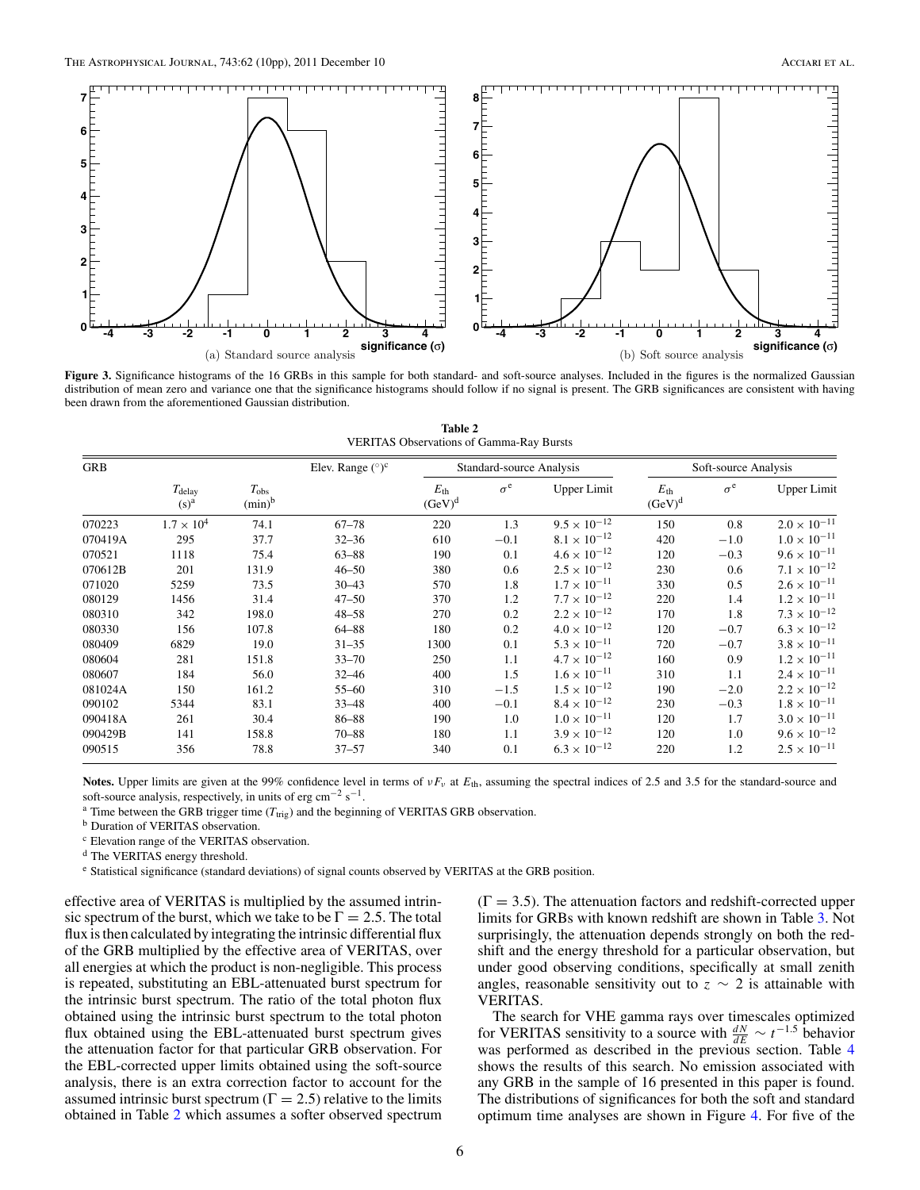Figure 3. Significance histograms of the 16 GRBs in this sample for both standard- and soft-source analyses. Included in the figures is the normalized Gaussian distribution of mean zero and variance one that the significance histograms should follow if no signal is present. The GRB significances are consistent with having been drawn from the aforementioned Gaussian distribution.

(a) Standard source analysis

(b) Soft source analysis

**Table 2**
VERITAS Observations of Gamma-Ray Bursts

| GRB | | | Elev. Range (°)[c] | Standard-source Analysis | | | Soft-source Analysis | | |
|---|---|---|---|---|---|---|---|---|---|
| | $T_{\rm delay}$ (s)[a] | $T_{\rm obs}$ (min)[b] | | $E_{\rm th}$ (GeV)[d] | $\sigma$[e] | Upper Limit | $E_{\rm th}$ (GeV)[d] | $\sigma$[e] | Upper Limit |
| 070223 | $1.7 \times 10^{4}$ | 74.1 | 67–78 | 220 | 1.3 | $9.5 \times 10^{-12}$ | 150 | 0.8 | $2.0 \times 10^{-11}$ |
| 070419A | 295 | 37.7 | 32–36 | 610 | −0.1 | $8.1 \times 10^{-12}$ | 420 | −1.0 | $1.0 \times 10^{-11}$ |
| 070521 | 1118 | 75.4 | 63–88 | 190 | 0.1 | $4.6 \times 10^{-12}$ | 120 | −0.3 | $9.6 \times 10^{-11}$ |
| 070612B | 201 | 131.9 | 46–50 | 380 | 0.6 | $2.5 \times 10^{-12}$ | 230 | 0.6 | $7.1 \times 10^{-12}$ |
| 071020 | 5259 | 73.5 | 30–43 | 570 | 1.8 | $1.7 \times 10^{-11}$ | 330 | 0.5 | $2.6 \times 10^{-11}$ |
| 080129 | 1456 | 31.4 | 47–50 | 370 | 1.2 | $7.7 \times 10^{-12}$ | 220 | 1.4 | $1.2 \times 10^{-11}$ |
| 080310 | 342 | 198.0 | 48–58 | 270 | 0.2 | $2.2 \times 10^{-12}$ | 170 | 1.8 | $7.3 \times 10^{-12}$ |
| 080330 | 156 | 107.8 | 64–88 | 180 | 0.2 | $4.0 \times 10^{-12}$ | 120 | −0.7 | $6.3 \times 10^{-12}$ |
| 080409 | 6829 | 19.0 | 31–35 | 1300 | 0.1 | $5.3 \times 10^{-11}$ | 720 | −0.7 | $3.8 \times 10^{-11}$ |
| 080604 | 281 | 151.8 | 33–70 | 250 | 1.1 | $4.7 \times 10^{-12}$ | 160 | 0.9 | $1.2 \times 10^{-11}$ |
| 080607 | 184 | 56.0 | 32–46 | 400 | 1.5 | $1.6 \times 10^{-11}$ | 310 | 1.1 | $2.4 \times 10^{-11}$ |
| 081024A | 150 | 161.2 | 55–60 | 310 | −1.5 | $1.5 \times 10^{-12}$ | 190 | −2.0 | $2.2 \times 10^{-12}$ |
| 090102 | 5344 | 83.1 | 33–48 | 400 | −0.1 | $8.4 \times 10^{-12}$ | 230 | −0.3 | $1.8 \times 10^{-11}$ |
| 090418A | 261 | 30.4 | 86–88 | 190 | 1.0 | $1.0 \times 10^{-11}$ | 120 | 1.7 | $3.0 \times 10^{-11}$ |
| 090429B | 141 | 158.8 | 70–88 | 180 | 1.1 | $3.9 \times 10^{-12}$ | 120 | 1.0 | $9.6 \times 10^{-12}$ |
| 090515 | 356 | 78.8 | 37–57 | 340 | 0.1 | $6.3 \times 10^{-12}$ | 220 | 1.2 | $2.5 \times 10^{-11}$ |

**Notes.** Upper limits are given at the 99% confidence level in terms of $\nu F_\nu$ at $E_{\rm th}$, assuming the spectral indices of 2.5 and 3.5 for the standard-source and soft-source analysis, respectively, in units of erg cm$^{-2}$ s$^{-1}$.
[a] Time between the GRB trigger time ($T_{\rm trig}$) and the beginning of VERITAS GRB observation.
[b] Duration of VERITAS observation.
[c] Elevation range of the VERITAS observation.
[d] The VERITAS energy threshold.
[e] Statistical significance (standard deviations) of signal counts observed by VERITAS at the GRB position.

effective area of VERITAS is multiplied by the assumed intrinsic spectrum of the burst, which we take to be $\Gamma = 2.5$. The total flux is then calculated by integrating the intrinsic differential flux of the GRB multiplied by the effective area of VERITAS, over all energies at which the product is non-negligible. This process is repeated, substituting an EBL-attenuated burst spectrum for the intrinsic burst spectrum. The ratio of the total photon flux obtained using the intrinsic burst spectrum to the total photon flux obtained using the EBL-attenuated burst spectrum gives the attenuation factor for that particular GRB observation. For the EBL-corrected upper limits obtained using the soft-source analysis, there is an extra correction factor to account for the assumed intrinsic burst spectrum ($\Gamma = 2.5$) relative to the limits obtained in Table 2 which assumes a softer observed spectrum ($\Gamma = 3.5$). The attenuation factors and redshift-corrected upper limits for GRBs with known redshift are shown in Table 3. Not surprisingly, the attenuation depends strongly on both the redshift and the energy threshold for a particular observation, but under good observing conditions, specifically at small zenith angles, reasonable sensitivity out to $z \sim 2$ is attainable with VERITAS.

The search for VHE gamma rays over timescales optimized for VERITAS sensitivity to a source with $\frac{dN}{dE} \sim t^{-1.5}$ behavior was performed as described in the previous section. Table 4 shows the results of this search. No emission associated with any GRB in the sample of 16 presented in this paper is found. The distributions of significances for both the soft and standard optimum time analyses are shown in Figure 4. For five of the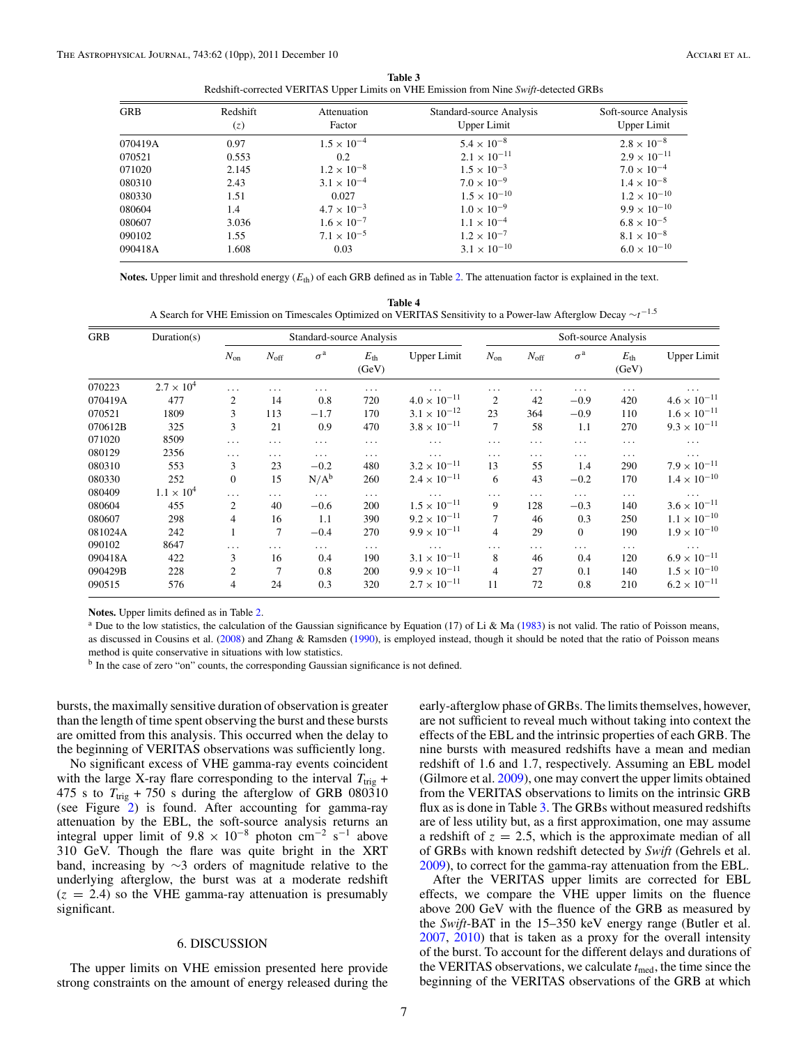**Table 3**
Redshift-corrected VERITAS Upper Limits on VHE Emission from Nine *Swift*-detected GRBs

| GRB | Redshift ($z$) | Attenuation Factor | Standard-source Analysis Upper Limit | Soft-source Analysis Upper Limit |
|---|---|---|---|---|
| 070419A | 0.97 | $1.5 \times 10^{-4}$ | $5.4 \times 10^{-8}$ | $2.8 \times 10^{-8}$ |
| 070521 | 0.553 | 0.2 | $2.1 \times 10^{-11}$ | $2.9 \times 10^{-11}$ |
| 071020 | 2.145 | $1.2 \times 10^{-8}$ | $1.5 \times 10^{-3}$ | $7.0 \times 10^{-4}$ |
| 080310 | 2.43 | $3.1 \times 10^{-4}$ | $7.0 \times 10^{-9}$ | $1.4 \times 10^{-8}$ |
| 080330 | 1.51 | 0.027 | $1.5 \times 10^{-10}$ | $1.2 \times 10^{-10}$ |
| 080604 | 1.4 | $4.7 \times 10^{-3}$ | $1.0 \times 10^{-9}$ | $9.9 \times 10^{-10}$ |
| 080607 | 3.036 | $1.6 \times 10^{-7}$ | $1.1 \times 10^{-4}$ | $6.8 \times 10^{-5}$ |
| 090102 | 1.55 | $7.1 \times 10^{-5}$ | $1.2 \times 10^{-7}$ | $8.1 \times 10^{-8}$ |
| 090418A | 1.608 | 0.03 | $3.1 \times 10^{-10}$ | $6.0 \times 10^{-10}$ |

**Notes.** Upper limit and threshold energy ($E_{\rm th}$) of each GRB defined as in Table 2. The attenuation factor is explained in the text.

**Table 4**
A Search for VHE Emission on Timescales Optimized on VERITAS Sensitivity to a Power-law Afterglow Decay $\sim t^{-1.5}$

| GRB | Duration(s) | Standard-source Analysis | | | | | Soft-source Analysis | | | | |
|---|---|---|---|---|---|---|---|---|---|---|---|
| | | $N_{\rm on}$ | $N_{\rm off}$ | $\sigma$[a] | $E_{\rm th}$ (GeV) | Upper Limit | $N_{\rm on}$ | $N_{\rm off}$ | $\sigma$[a] | $E_{\rm th}$ (GeV) | Upper Limit |
| 070223 | $2.7 \times 10^{4}$ | ... | ... | ... | ... | ... | ... | ... | ... | ... | ... |
| 070419A | 477 | 2 | 14 | 0.8 | 720 | $4.0 \times 10^{-11}$ | 2 | 42 | −0.9 | 420 | $4.6 \times 10^{-11}$ |
| 070521 | 1809 | 3 | 113 | −1.7 | 170 | $3.1 \times 10^{-12}$ | 23 | 364 | −0.9 | 110 | $1.6 \times 10^{-11}$ |
| 070612B | 325 | 3 | 21 | 0.9 | 470 | $3.8 \times 10^{-11}$ | 7 | 58 | 1.1 | 270 | $9.3 \times 10^{-11}$ |
| 071020 | 8509 | ... | ... | ... | ... | ... | ... | ... | ... | ... | ... |
| 080129 | 2356 | ... | ... | ... | ... | ... | ... | ... | ... | ... | ... |
| 080310 | 553 | 3 | 23 | −0.2 | 480 | $3.2 \times 10^{-11}$ | 13 | 55 | 1.4 | 290 | $7.9 \times 10^{-11}$ |
| 080330 | 252 | 0 | 15 | N/A[b] | 260 | $2.4 \times 10^{-11}$ | 6 | 43 | −0.2 | 170 | $1.4 \times 10^{-10}$ |
| 080409 | $1.1 \times 10^{4}$ | ... | ... | ... | ... | ... | ... | ... | ... | ... | ... |
| 080604 | 455 | 2 | 40 | −0.6 | 200 | $1.5 \times 10^{-11}$ | 9 | 128 | −0.3 | 140 | $3.6 \times 10^{-11}$ |
| 080607 | 298 | 4 | 16 | 1.1 | 390 | $9.2 \times 10^{-11}$ | 7 | 46 | 0.3 | 250 | $1.1 \times 10^{-10}$ |
| 081024A | 242 | 1 | 7 | −0.4 | 270 | $9.9 \times 10^{-11}$ | 4 | 29 | 0 | 190 | $1.9 \times 10^{-10}$ |
| 090102 | 8647 | ... | ... | ... | ... | ... | ... | ... | ... | ... | ... |
| 090418A | 422 | 3 | 16 | 0.4 | 190 | $3.1 \times 10^{-11}$ | 8 | 46 | 0.4 | 120 | $6.9 \times 10^{-11}$ |
| 090429B | 228 | 2 | 7 | 0.8 | 200 | $9.9 \times 10^{-11}$ | 4 | 27 | 0.1 | 140 | $1.5 \times 10^{-10}$ |
| 090515 | 576 | 4 | 24 | 0.3 | 320 | $2.7 \times 10^{-11}$ | 11 | 72 | 0.8 | 210 | $6.2 \times 10^{-11}$ |

**Notes.** Upper limits defined as in Table 2.
[a] Due to the low statistics, the calculation of the Gaussian significance by Equation (17) of Li & Ma (1983) is not valid. The ratio of Poisson means, as discussed in Cousins et al. (2008) and Zhang & Ramsden (1990), is employed instead, though it should be noted that the ratio of Poisson means method is quite conservative in situations with low statistics.
[b] In the case of zero "on" counts, the corresponding Gaussian significance is not defined.

bursts, the maximally sensitive duration of observation is greater than the length of time spent observing the burst and these bursts are omitted from this analysis. This occurred when the delay to the beginning of VERITAS observations was sufficiently long.

No significant excess of VHE gamma-ray events coincident with the large X-ray flare corresponding to the interval $T_{\rm trig}$ + 475 s to $T_{\rm trig}$ + 750 s during the afterglow of GRB 080310 (see Figure 2) is found. After accounting for gamma-ray attenuation by the EBL, the soft-source analysis returns an integral upper limit of $9.8 \times 10^{-8}$ photon cm$^{-2}$ s$^{-1}$ above 310 GeV. Though the flare was quite bright in the XRT band, increasing by ~3 orders of magnitude relative to the underlying afterglow, the burst was at a moderate redshift ($z = 2.4$) so the VHE gamma-ray attenuation is presumably significant.

## 6. DISCUSSION

The upper limits on VHE emission presented here provide strong constraints on the amount of energy released during the early-afterglow phase of GRBs. The limits themselves, however, are not sufficient to reveal much without taking into context the effects of the EBL and the intrinsic properties of each GRB. The nine bursts with measured redshifts have a mean and median redshift of 1.6 and 1.7, respectively. Assuming an EBL model (Gilmore et al. 2009), one may convert the upper limits obtained from the VERITAS observations to limits on the intrinsic GRB flux as is done in Table 3. The GRBs without measured redshifts are of less utility but, as a first approximation, one may assume a redshift of $z = 2.5$, which is the approximate median of all of GRBs with known redshift detected by *Swift* (Gehrels et al. 2009), to correct for the gamma-ray attenuation from the EBL.

After the VERITAS upper limits are corrected for EBL effects, we compare the VHE upper limits on the fluence above 200 GeV with the fluence of the GRB as measured by the *Swift*-BAT in the 15–350 keV energy range (Butler et al. 2007, 2010) that is taken as a proxy for the overall intensity of the burst. To account for the different delays and durations of the VERITAS observations, we calculate $t_{\rm med}$, the time since the beginning of the VERITAS observations of the GRB at which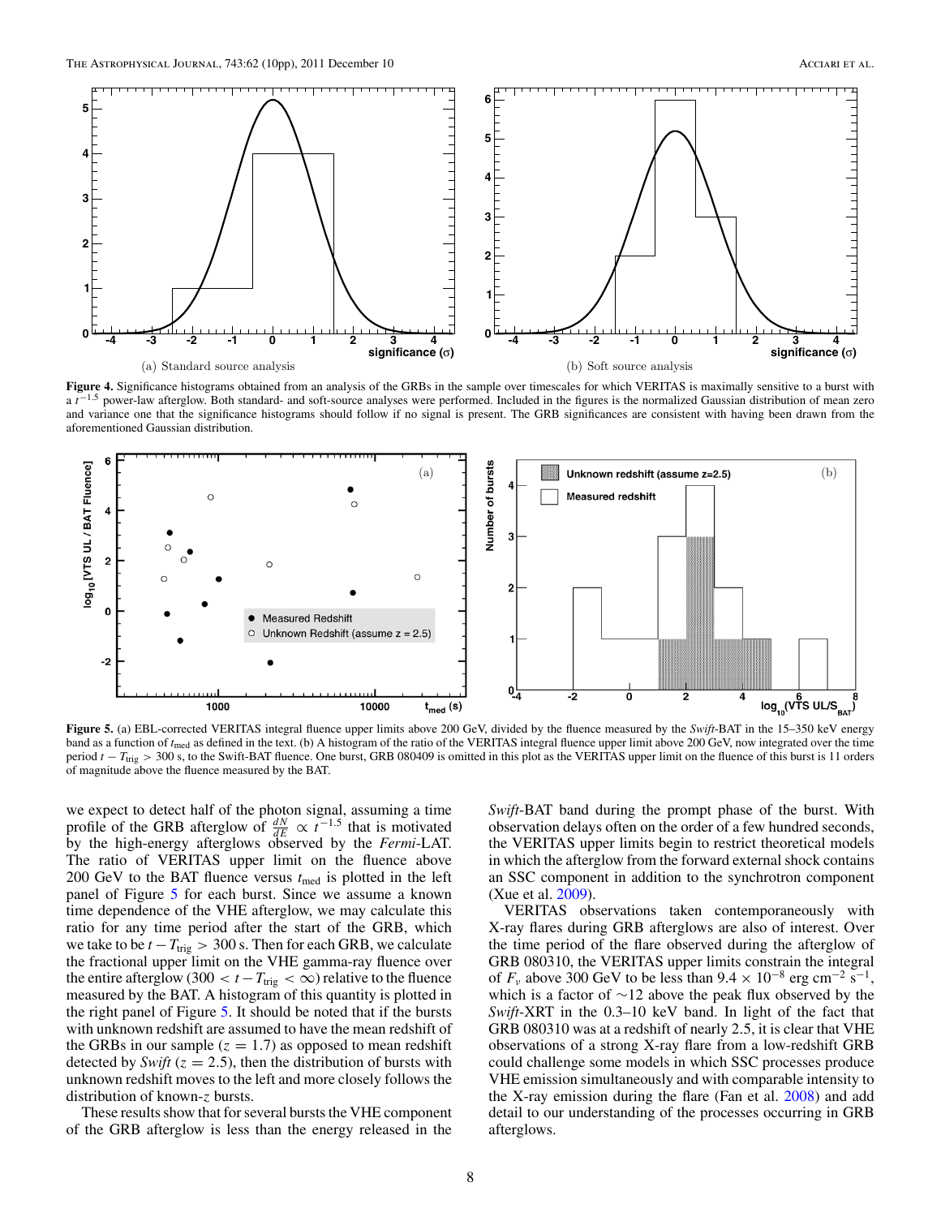Figure 4. Significance histograms obtained from an analysis of the GRBs in the sample over timescales for which VERITAS is maximally sensitive to a burst with a $t^{-1.5}$ power-law afterglow. Both standard- and soft-source analyses were performed. Included in the figures is the normalized Gaussian distribution of mean zero and variance one that the significance histograms should follow if no signal is present. The GRB significances are consistent with having been drawn from the aforementioned Gaussian distribution.

(a) Standard source analysis

(b) Soft source analysis

Figure 5. (a) EBL-corrected VERITAS integral fluence upper limits above 200 GeV, divided by the fluence measured by the *Swift*-BAT in the 15–350 keV energy band as a function of $t_{\rm med}$ as defined in the text. (b) A histogram of the ratio of the VERITAS integral fluence upper limit above 200 GeV, now integrated over the time period $t - T_{\rm trig} > 300$ s, to the Swift-BAT fluence. One burst, GRB 080409 is omitted in this plot as the VERITAS upper limit on the fluence of this burst is 11 orders of magnitude above the fluence measured by the BAT.

we expect to detect half of the photon signal, assuming a time profile of the GRB afterglow of $\frac{dN}{dE} \propto t^{-1.5}$ that is motivated by the high-energy afterglows observed by the *Fermi*-LAT. The ratio of VERITAS upper limit on the fluence above 200 GeV to the BAT fluence versus $t_{\rm med}$ is plotted in the left panel of Figure 5 for each burst. Since we assume a known time dependence of the VHE afterglow, we may calculate this ratio for any time period after the start of the GRB, which we take to be $t - T_{\rm trig} > 300$ s. Then for each GRB, we calculate the fractional upper limit on the VHE gamma-ray fluence over the entire afterglow ($300 < t - T_{\rm trig} < \infty$) relative to the fluence measured by the BAT. A histogram of this quantity is plotted in the right panel of Figure 5. It should be noted that if the bursts with unknown redshift are assumed to have the mean redshift of the GRBs in our sample ($z = 1.7$) as opposed to mean redshift detected by *Swift* ($z = 2.5$), then the distribution of bursts with unknown redshift moves to the left and more closely follows the distribution of known-$z$ bursts.

These results show that for several bursts the VHE component of the GRB afterglow is less than the energy released in the *Swift*-BAT band during the prompt phase of the burst. With observation delays often on the order of a few hundred seconds, the VERITAS upper limits begin to restrict theoretical models in which the afterglow from the forward external shock contains an SSC component in addition to the synchrotron component (Xue et al. 2009).

VERITAS observations taken contemporaneously with X-ray flares during GRB afterglows are also of interest. Over the time period of the flare observed during the afterglow of GRB 080310, the VERITAS upper limits constrain the integral of $F_\nu$ above 300 GeV to be less than $9.4 \times 10^{-8}$ erg cm$^{-2}$ s$^{-1}$, which is a factor of $\sim$12 above the peak flux observed by the *Swift*-XRT in the 0.3–10 keV band. In light of the fact that GRB 080310 was at a redshift of nearly 2.5, it is clear that VHE observations of a strong X-ray flare from a low-redshift GRB could challenge some models in which SSC processes produce VHE emission simultaneously and with comparable intensity to the X-ray emission during the flare (Fan et al. 2008) and add detail to our understanding of the processes occurring in GRB afterglows.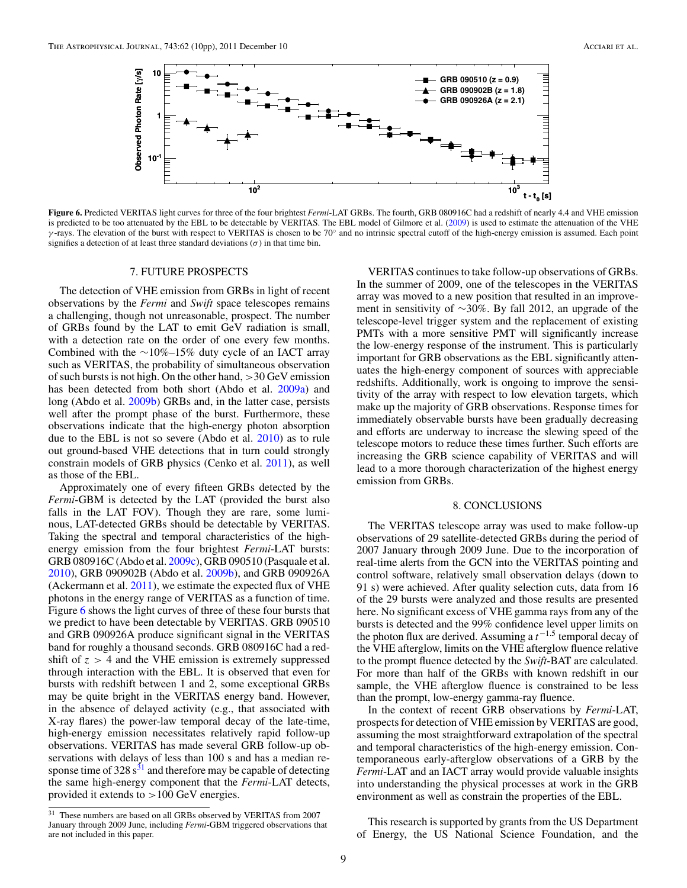**Figure 6.** Predicted VERITAS light curves for three of the four brightest *Fermi*-LAT GRBs. The fourth, GRB 080916C had a redshift of nearly 4.4 and VHE emission is predicted to be too attenuated by the EBL to be detectable by VERITAS. The EBL model of Gilmore et al. (2009) is used to estimate the attenuation of the VHE $\gamma$-rays. The elevation of the burst with respect to VERITAS is chosen to be 70° and no intrinsic spectral cutoff of the high-energy emission is assumed. Each point signifies a detection of at least three standard deviations ($\sigma$) in that time bin.

## 7. FUTURE PROSPECTS

The detection of VHE emission from GRBs in light of recent observations by the *Fermi* and *Swift* space telescopes remains a challenging, though not unreasonable, prospect. The number of GRBs found by the LAT to emit GeV radiation is small, with a detection rate on the order of one every few months. Combined with the ~10%–15% duty cycle of an IACT array such as VERITAS, the probability of simultaneous observation of such bursts is not high. On the other hand, >30 GeV emission has been detected from both short (Abdo et al. 2009a) and long (Abdo et al. 2009b) GRBs and, in the latter case, persists well after the prompt phase of the burst. Furthermore, these observations indicate that the high-energy photon absorption due to the EBL is not so severe (Abdo et al. 2010) as to rule out ground-based VHE detections that in turn could strongly constrain models of GRB physics (Cenko et al. 2011), as well as those of the EBL.

Approximately one of every fifteen GRBs detected by the *Fermi*-GBM is detected by the LAT (provided the burst also falls in the LAT FOV). Though they are rare, some luminous, LAT-detected GRBs should be detectable by VERITAS. Taking the spectral and temporal characteristics of the high-energy emission from the four brightest *Fermi*-LAT bursts: GRB 080916C (Abdo et al. 2009c), GRB 090510 (Pasquale et al. 2010), GRB 090902B (Abdo et al. 2009b), and GRB 090926A (Ackermann et al. 2011), we estimate the expected flux of VHE photons in the energy range of VERITAS as a function of time. Figure 6 shows the light curves of three of these four bursts that we predict to have been detectable by VERITAS. GRB 090510 and GRB 090926A produce significant signal in the VERITAS band for roughly a thousand seconds. GRB 080916C had a redshift of $z > 4$ and the VHE emission is extremely suppressed through interaction with the EBL. It is observed that even for bursts with redshift between 1 and 2, some exceptional GRBs may be quite bright in the VERITAS energy band. However, in the absence of delayed activity (e.g., that associated with X-ray flares) the power-law temporal decay of the late-time, high-energy emission necessitates relatively rapid follow-up observations. VERITAS has made several GRB follow-up observations with delays of less than 100 s and has a median response time of 328 s[31] and therefore may be capable of detecting the same high-energy component that the *Fermi*-LAT detects, provided it extends to >100 GeV energies.

[31] These numbers are based on all GRBs observed by VERITAS from 2007 January through 2009 June, including *Fermi*-GBM triggered observations that are not included in this paper.

VERITAS continues to take follow-up observations of GRBs. In the summer of 2009, one of the telescopes in the VERITAS array was moved to a new position that resulted in an improvement in sensitivity of ~30%. By fall 2012, an upgrade of the telescope-level trigger system and the replacement of existing PMTs with a more sensitive PMT will significantly increase the low-energy response of the instrument. This is particularly important for GRB observations as the EBL significantly attenuates the high-energy component of sources with appreciable redshifts. Additionally, work is ongoing to improve the sensitivity of the array with respect to low elevation targets, which make up the majority of GRB observations. Response times for immediately observable bursts have been gradually decreasing and efforts are underway to increase the slewing speed of the telescope motors to reduce these times further. Such efforts are increasing the GRB science capability of VERITAS and will lead to a more thorough characterization of the highest energy emission from GRBs.

## 8. CONCLUSIONS

The VERITAS telescope array was used to make follow-up observations of 29 satellite-detected GRBs during the period of 2007 January through 2009 June. Due to the incorporation of real-time alerts from the GCN into the VERITAS pointing and control software, relatively small observation delays (down to 91 s) were achieved. After quality selection cuts, data from 16 of the 29 bursts were analyzed and those results are presented here. No significant excess of VHE gamma rays from any of the bursts is detected and the 99% confidence level upper limits on the photon flux are derived. Assuming a $t^{-1.5}$ temporal decay of the VHE afterglow, limits on the VHE afterglow fluence relative to the prompt fluence detected by the *Swift*-BAT are calculated. For more than half of the GRBs with known redshift in our sample, the VHE afterglow fluence is constrained to be less than the prompt, low-energy gamma-ray fluence.

In the context of recent GRB observations by *Fermi*-LAT, prospects for detection of VHE emission by VERITAS are good, assuming the most straightforward extrapolation of the spectral and temporal characteristics of the high-energy emission. Contemporaneous early-afterglow observations of a GRB by the *Fermi*-LAT and an IACT array would provide valuable insights into understanding the physical processes at work in the GRB environment as well as constrain the properties of the EBL.

This research is supported by grants from the US Department of Energy, the US National Science Foundation, and the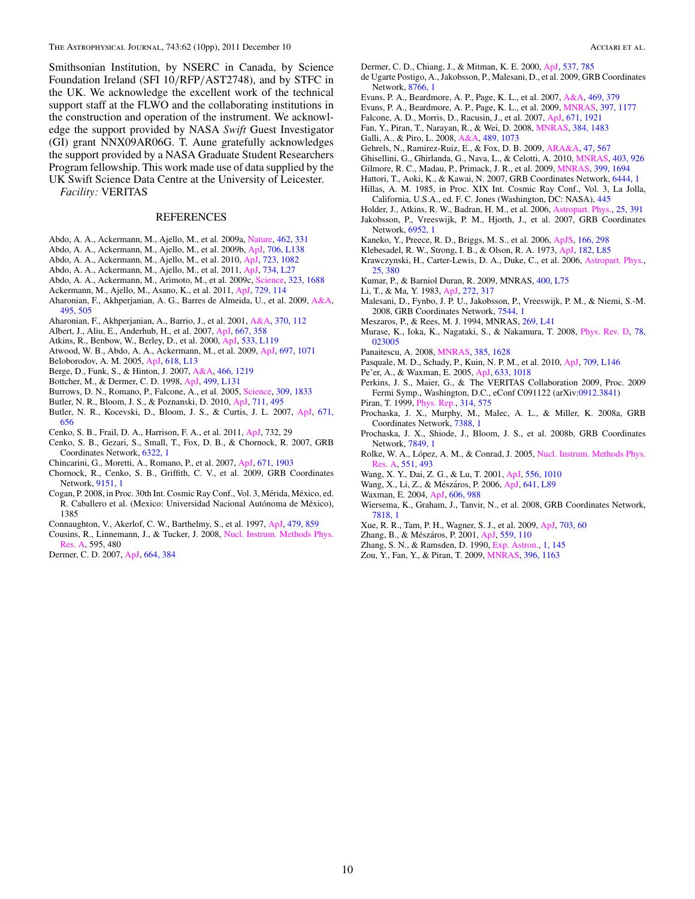Smithsonian Institution, by NSERC in Canada, by Science Foundation Ireland (SFI 10/RFP/AST2748), and by STFC in the UK. We acknowledge the excellent work of the technical support staff at the FLWO and the collaborating institutions in the construction and operation of the instrument. We acknowledge the support provided by NASA *Swift* Guest Investigator (GI) grant NNX09AR06G. T. Aune gratefully acknowledges the support provided by a NASA Graduate Student Researchers Program fellowship. This work made use of data supplied by the UK Swift Science Data Centre at the University of Leicester.

*Facility:* VERITAS

## REFERENCES

Abdo, A. A., Ackermann, M., Ajello, M., et al. 2009a, Nature, 462, 331
Abdo, A. A., Ackermann, M., Ajello, M., et al. 2009b, ApJ, 706, L138
Abdo, A. A., Ackermann, M., Ajello, M., et al. 2010, ApJ, 723, 1082
Abdo, A. A., Ackermann, M., Ajello, M., et al. 2011, ApJ, 734, L27
Abdo, A. A., Ackermann, M., Arimoto, M., et al. 2009c, Science, 323, 1688
Ackermann, M., Ajello, M., Asano, K., et al. 2011, ApJ, 729, 114
Aharonian, F., Akhperjanian, A. G., Barres de Almeida, U., et al. 2009, A&A, 495, 505
Aharonian, F., Akhperjanian, A., Barrio, J., et al. 2001, A&A, 370, 112
Albert, J., Aliu, E., Anderhub, H., et al. 2007, ApJ, 667, 358
Atkins, R., Benbow, W., Berley, D., et al. 2000, ApJ, 533, L119
Atwood, W. B., Abdo, A. A., Ackermann, M., et al. 2009, ApJ, 697, 1071
Beloborodov, A. M. 2005, ApJ, 618, L13
Berge, D., Funk, S., & Hinton, J. 2007, A&A, 466, 1219
Bottcher, M., & Dermer, C. D. 1998, ApJ, 499, L131
Burrows, D. N., Romano, P., Falcone, A., et al. 2005, Science, 309, 1833
Butler, N. R., Bloom, J. S., & Poznanski, D. 2010, ApJ, 711, 495
Butler, N. R., Kocevski, D., Bloom, J. S., & Curtis, J. L. 2007, ApJ, 671, 656
Cenko, S. B., Frail, D. A., Harrison, F. A., et al. 2011, ApJ, 732, 29
Cenko, S. B., Gezari, S., Small, T., Fox, D. B., & Chornock, R. 2007, GRB Coordinates Network, 6322, 1
Chincarini, G., Moretti, A., Romano, P., et al. 2007, ApJ, 671, 1903
Chornock, R., Cenko, S. B., Griffith, C. V., et al. 2009, GRB Coordinates Network, 9151, 1
Cogan, P. 2008, in Proc. 30th Int. Cosmic Ray Conf., Vol. 3, Mérida, México, ed. R. Caballero et al. (Mexico: Universidad Nacional Autónoma de México), 1385
Connaughton, V., Akerlof, C. W., Barthelmy, S., et al. 1997, ApJ, 479, 859
Cousins, R., Linnemann, J., & Tucker, J. 2008, Nucl. Instrum. Methods Phys. Res. A, 595, 480
Dermer, C. D. 2007, ApJ, 664, 384
Dermer, C. D., Chiang, J., & Mitman, K. E. 2000, ApJ, 537, 785
de Ugarte Postigo, A., Jakobsson, P., Malesani, D., et al. 2009, GRB Coordinates Network, 8766, 1
Evans, P. A., Beardmore, A. P., Page, K. L., et al. 2007, A&A, 469, 379
Evans, P. A., Beardmore, A. P., Page, K. L., et al. 2009, MNRAS, 397, 1177
Falcone, A. D., Morris, D., Racusin, J., et al. 2007, ApJ, 671, 1921
Fan, Y., Piran, T., Narayan, R., & Wei, D. 2008, MNRAS, 384, 1483
Galli, A., & Piro, L. 2008, A&A, 489, 1073
Gehrels, N., Ramirez-Ruiz, E., & Fox, D. B. 2009, ARA&A, 47, 567
Ghisellini, G., Ghirlanda, G., Nava, L., & Celotti, A. 2010, MNRAS, 403, 926
Gilmore, R. C., Madau, P., Primack, J. R., et al. 2009, MNRAS, 399, 1694
Hattori, T., Aoki, K., & Kawai, N. 2007, GRB Coordinates Network, 6444, 1
Hillas, A. M. 1985, in Proc. XIX Int. Cosmic Ray Conf., Vol. 3, La Jolla, California, U.S.A., ed. F. C. Jones (Washington, DC: NASA), 445
Holder, J., Atkins, R. W., Badran, H. M., et al. 2006, Astropart. Phys., 25, 391
Jakobsson, P., Vreeswijk, P. M., Hjorth, J., et al. 2007, GRB Coordinates Network, 6952, 1
Kaneko, Y., Preece, R. D., Briggs, M. S., et al. 2006, ApJS, 166, 298
Klebesadel, R. W., Strong, I. B., & Olson, R. A. 1973, ApJ, 182, L85
Krawczynski, H., Carter-Lewis, D. A., Duke, C., et al. 2006, Astropart. Phys., 25, 380
Kumar, P., & Barniol Duran, R. 2009, MNRAS, 400, L75
Li, T., & Ma, Y. 1983, ApJ, 272, 317
Malesani, D., Fynbo, J. P. U., Jakobsson, P., Vreeswijk, P. M., & Niemi, S.-M. 2008, GRB Coordinates Network, 7544, 1
Meszaros, P., & Rees, M. J. 1994, MNRAS, 269, L41
Murase, K., Ioka, K., Nagataki, S., & Nakamura, T. 2008, Phys. Rev. D, 78, 023005
Panaitescu, A. 2008, MNRAS, 385, 1628
Pasquale, M. D., Schady, P., Kuin, N. P. M., et al. 2010, ApJ, 709, L146
Pe'er, A., & Waxman, E. 2005, ApJ, 633, 1018
Perkins, J. S., Maier, G., & The VERITAS Collaboration 2009, Proc. 2009 Fermi Symp., Washington, D.C., eConf C091122 (arXiv:0912.3841)
Piran, T. 1999, Phys. Rep., 314, 575
Prochaska, J. X., Murphy, M., Malec, A. L., & Miller, K. 2008a, GRB Coordinates Network, 7388, 1
Prochaska, J. X., Shiode, J., Bloom, J. S., et al. 2008b, GRB Coordinates Network, 7849, 1
Rolke, W. A., López, A. M., & Conrad, J. 2005, Nucl. Instrum. Methods Phys. Res. A, 551, 493
Wang, X. Y., Dai, Z. G., & Lu, T. 2001, ApJ, 556, 1010
Wang, X., Li, Z., & Mészáros, P. 2006, ApJ, 641, L89
Waxman, E. 2004, ApJ, 606, 988
Wiersema, K., Graham, J., Tanvir, N., et al. 2008, GRB Coordinates Network, 7818, 1
Xue, R. R., Tam, P. H., Wagner, S. J., et al. 2009, ApJ, 703, 60
Zhang, B., & Mészáros, P. 2001, ApJ, 559, 110
Zhang, S. N., & Ramsden, D. 1990, Exp. Astron., 1, 145
Zou, Y., Fan, Y., & Piran, T. 2009, MNRAS, 396, 1163